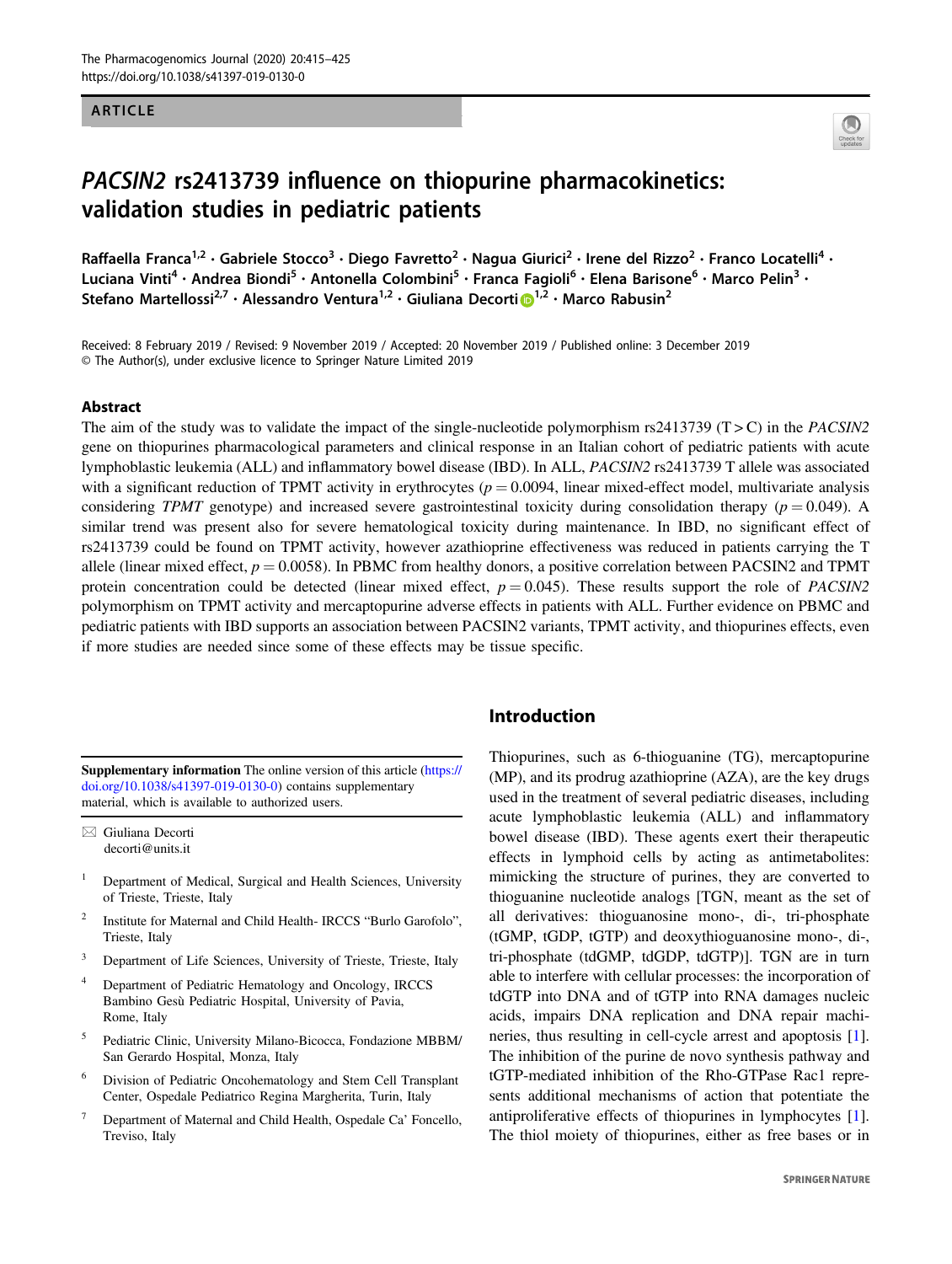ARTICLE

# *PACSIN2* rs2413739 influence on thiopurine pharmacokinetics: validation studies in pediatric patients

Raffaella Franca[1,2] · Gabriele Stocco[3] · Diego Favretto[2] · Nagua Giurici[2] · Irene del Rizzo[2] · Franco Locatelli[4] · Luciana Vinti[4] · Andrea Biondi[5] · Antonella Colombini[5] · Franca Fagioli[6] · Elena Barisone[6] · Marco Pelin[3] · Stefano Martellossi[2,7] · Alessandro Ventura[1,2] · Giuliana Decorti[1,2] · Marco Rabusin[2]

Received: 8 February 2019 / Revised: 9 November 2019 / Accepted: 20 November 2019 / Published online: 3 December 2019
© The Author(s), under exclusive licence to Springer Nature Limited 2019

## Abstract

The aim of the study was to validate the impact of the single-nucleotide polymorphism rs2413739 (T > C) in the *PACSIN2* gene on thiopurines pharmacological parameters and clinical response in an Italian cohort of pediatric patients with acute lymphoblastic leukemia (ALL) and inflammatory bowel disease (IBD). In ALL, *PACSIN2* rs2413739 T allele was associated with a significant reduction of TPMT activity in erythrocytes ($p = 0.0094$, linear mixed-effect model, multivariate analysis considering *TPMT* genotype) and increased severe gastrointestinal toxicity during consolidation therapy ($p = 0.049$). A similar trend was present also for severe hematological toxicity during maintenance. In IBD, no significant effect of rs2413739 could be found on TPMT activity, however azathioprine effectiveness was reduced in patients carrying the T allele (linear mixed effect, $p = 0.0058$). In PBMC from healthy donors, a positive correlation between PACSIN2 and TPMT protein concentration could be detected (linear mixed effect, $p = 0.045$). These results support the role of *PACSIN2* polymorphism on TPMT activity and mercaptopurine adverse effects in patients with ALL. Further evidence on PBMC and pediatric patients with IBD supports an association between PACSIN2 variants, TPMT activity, and thiopurines effects, even if more studies are needed since some of these effects may be tissue specific.

## Introduction

Thiopurines, such as 6-thioguanine (TG), mercaptopurine (MP), and its prodrug azathioprine (AZA), are the key drugs used in the treatment of several pediatric diseases, including acute lymphoblastic leukemia (ALL) and inflammatory bowel disease (IBD). These agents exert their therapeutic effects in lymphoid cells by acting as antimetabolites: mimicking the structure of purines, they are converted to thioguanine nucleotide analogs [TGN, meant as the set of all derivatives: thioguanosine mono-, di-, tri-phosphate (tGMP, tGDP, tGTP) and deoxythioguanosine mono-, di-, tri-phosphate (tdGMP, tdGDP, tdGTP)]. TGN are in turn able to interfere with cellular processes: the incorporation of tdGTP into DNA and of tGTP into RNA damages nucleic acids, impairs DNA replication and DNA repair machineries, thus resulting in cell-cycle arrest and apoptosis [1]. The inhibition of the purine de novo synthesis pathway and tGTP-mediated inhibition of the Rho-GTPase Rac1 represents additional mechanisms of action that potentiate the antiproliferative effects of thiopurines in lymphocytes [1]. The thiol moiety of thiopurines, either as free bases or in

**Supplementary information** The online version of this article (https://doi.org/10.1038/s41397-019-0130-0) contains supplementary material, which is available to authorized users.

✉ Giuliana Decorti
decorti@units.it

1. Department of Medical, Surgical and Health Sciences, University of Trieste, Trieste, Italy
2. Institute for Maternal and Child Health- IRCCS "Burlo Garofolo", Trieste, Italy
3. Department of Life Sciences, University of Trieste, Trieste, Italy
4. Department of Pediatric Hematology and Oncology, IRCCS Bambino Gesù Pediatric Hospital, University of Pavia, Rome, Italy
5. Pediatric Clinic, University Milano-Bicocca, Fondazione MBBM/San Gerardo Hospital, Monza, Italy
6. Division of Pediatric Oncohematology and Stem Cell Transplant Center, Ospedale Pediatrico Regina Margherita, Turin, Italy
7. Department of Maternal and Child Health, Ospedale Ca' Foncello, Treviso, Italy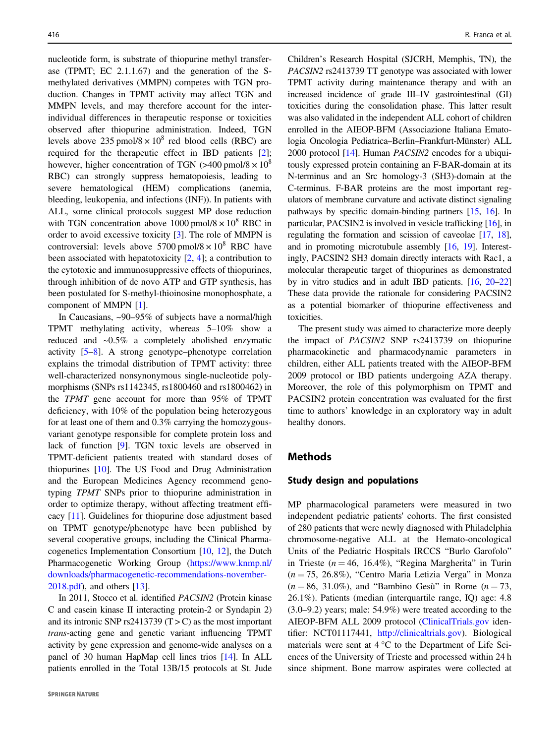nucleotide form, is substrate of thiopurine methyl transferase (TPMT; EC 2.1.1.67) and the generation of the S-methylated derivatives (MMPN) competes with TGN production. Changes in TPMT activity may affect TGN and MMPN levels, and may therefore account for the inter-individual differences in therapeutic response or toxicities observed after thiopurine administration. Indeed, TGN levels above 235 pmol/8 × $10^8$ red blood cells (RBC) are required for the therapeutic effect in IBD patients [2]; however, higher concentration of TGN (>400 pmol/8 × $10^8$ RBC) can strongly suppress hematopoiesis, leading to severe hematological (HEM) complications (anemia, bleeding, leukopenia, and infections (INF)). In patients with ALL, some clinical protocols suggest MP dose reduction with TGN concentration above 1000 pmol/8 × $10^8$ RBC in order to avoid excessive toxicity [3]. The role of MMPN is controversial: levels above 5700 pmol/8 × $10^8$ RBC have been associated with hepatotoxicity [2, 4]; a contribution to the cytotoxic and immunosuppressive effects of thiopurines, through inhibition of de novo ATP and GTP synthesis, has been postulated for S-methyl-thioinosine monophosphate, a component of MMPN [1].

In Caucasians, ~90–95% of subjects have a normal/high TPMT methylating activity, whereas 5–10% show a reduced and ~0.5% a completely abolished enzymatic activity [5–8]. A strong genotype–phenotype correlation explains the trimodal distribution of TPMT activity: three well-characterized nonsynonymous single-nucleotide polymorphisms (SNPs rs1142345, rs1800460 and rs1800462) in the *TPMT* gene account for more than 95% of TPMT deficiency, with 10% of the population being heterozygous for at least one of them and 0.3% carrying the homozygous-variant genotype responsible for complete protein loss and lack of function [9]. TGN toxic levels are observed in TPMT-deficient patients treated with standard doses of thiopurines [10]. The US Food and Drug Administration and the European Medicines Agency recommend genotyping *TPMT* SNPs prior to thiopurine administration in order to optimize therapy, without affecting treatment efficacy [11]. Guidelines for thiopurine dose adjustment based on TPMT genotype/phenotype have been published by several cooperative groups, including the Clinical Pharmacogenetics Implementation Consortium [10, 12], the Dutch Pharmacogenetic Working Group (https://www.knmp.nl/downloads/pharmacogenetic-recommendations-november-2018.pdf), and others [13].

In 2011, Stocco et al. identified *PACSIN2* (Protein kinase C and casein kinase II interacting protein-2 or Syndapin 2) and its intronic SNP rs2413739 (T > C) as the most important *trans*-acting gene and genetic variant influencing TPMT activity by gene expression and genome-wide analyses on a panel of 30 human HapMap cell lines trios [14]. In ALL patients enrolled in the Total 13B/15 protocols at St. Jude Children's Research Hospital (SJCRH, Memphis, TN), the *PACSIN2* rs2413739 TT genotype was associated with lower TPMT activity during maintenance therapy and with an increased incidence of grade III–IV gastrointestinal (GI) toxicities during the consolidation phase. This latter result was also validated in the independent ALL cohort of children enrolled in the AIEOP-BFM (Associazione Italiana Ematologia Oncologia Pediatrica–Berlin–Frankfurt-Münster) ALL 2000 protocol [14]. Human *PACSIN2* encodes for a ubiquitously expressed protein containing an F-BAR-domain at its N-terminus and an Src homology-3 (SH3)-domain at the C-terminus. F-BAR proteins are the most important regulators of membrane curvature and activate distinct signaling pathways by specific domain-binding partners [15, 16]. In particular, PACSIN2 is involved in vesicle trafficking [16], in regulating the formation and scission of caveolae [17, 18], and in promoting microtubule assembly [16, 19]. Interestingly, PACSIN2 SH3 domain directly interacts with Rac1, a molecular therapeutic target of thiopurines as demonstrated by in vitro studies and in adult IBD patients. [16, 20–22] These data provide the rationale for considering PACSIN2 as a potential biomarker of thiopurine effectiveness and toxicities.

The present study was aimed to characterize more deeply the impact of *PACSIN2* SNP rs2413739 on thiopurine pharmacokinetic and pharmacodynamic parameters in children, either ALL patients treated with the AIEOP-BFM 2009 protocol or IBD patients undergoing AZA therapy. Moreover, the role of this polymorphism on TPMT and PACSIN2 protein concentration was evaluated for the first time to authors' knowledge in an exploratory way in adult healthy donors.

## Methods

### Study design and populations

MP pharmacological parameters were measured in two independent pediatric patients' cohorts. The first consisted of 280 patients that were newly diagnosed with Philadelphia chromosome-negative ALL at the Hemato-oncological Units of the Pediatric Hospitals IRCCS "Burlo Garofolo" in Trieste ($n = 46$, 16.4%), "Regina Margherita" in Turin ($n = 75$, 26.8%), "Centro Maria Letizia Verga" in Monza ($n = 86$, 31.0%), and "Bambino Gesù" in Rome ($n = 73$, 26.1%). Patients (median (interquartile range, IQ) age: 4.8 (3.0–9.2) years; male: 54.9%) were treated according to the AIEOP-BFM ALL 2009 protocol (ClinicalTrials.gov identifier: NCT01117441, http://clinicaltrials.gov). Biological materials were sent at 4 °C to the Department of Life Sciences of the University of Trieste and processed within 24 h since shipment. Bone marrow aspirates were collected at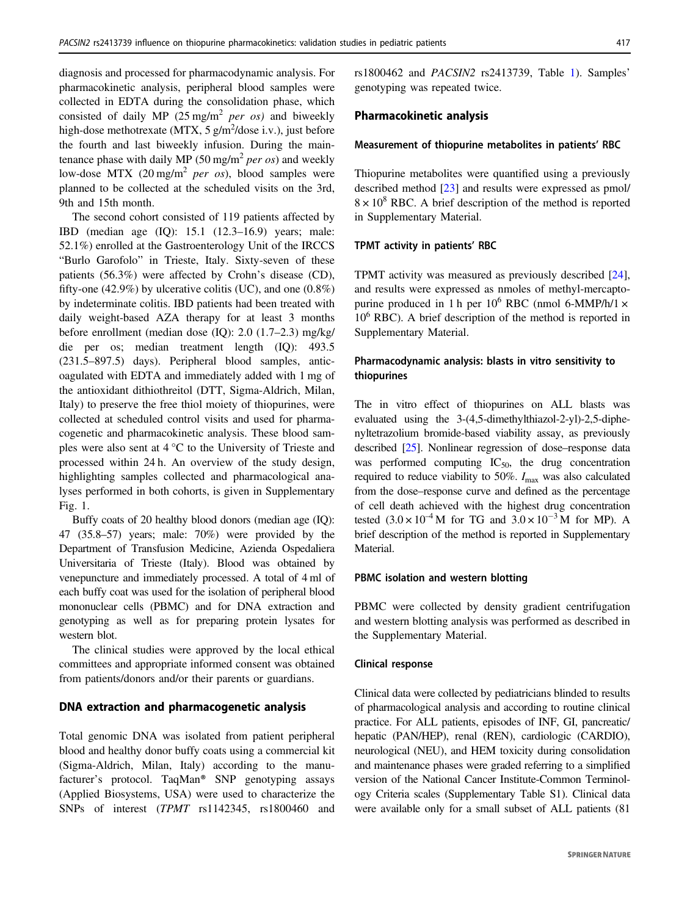diagnosis and processed for pharmacodynamic analysis. For pharmacokinetic analysis, peripheral blood samples were collected in EDTA during the consolidation phase, which consisted of daily MP (25 mg/m$^2$ *per os)* and biweekly high-dose methotrexate (MTX, 5 g/m$^2$/dose i.v.), just before the fourth and last biweekly infusion. During the maintenance phase with daily MP (50 mg/m$^2$ *per os*) and weekly low-dose MTX (20 mg/m$^2$ *per os*), blood samples were planned to be collected at the scheduled visits on the 3rd, 9th and 15th month.

The second cohort consisted of 119 patients affected by IBD (median age (IQ): 15.1 (12.3–16.9) years; male: 52.1%) enrolled at the Gastroenterology Unit of the IRCCS "Burlo Garofolo" in Trieste, Italy. Sixty-seven of these patients (56.3%) were affected by Crohn's disease (CD), fifty-one (42.9%) by ulcerative colitis (UC), and one (0.8%) by indeterminate colitis. IBD patients had been treated with daily weight-based AZA therapy for at least 3 months before enrollment (median dose (IQ): 2.0 (1.7–2.3) mg/kg/die per os; median treatment length (IQ): 493.5 (231.5–897.5) days). Peripheral blood samples, anticoagulated with EDTA and immediately added with 1 mg of the antioxidant dithiothreitol (DTT, Sigma-Aldrich, Milan, Italy) to preserve the free thiol moiety of thiopurines, were collected at scheduled control visits and used for pharmacogenetic and pharmacokinetic analysis. These blood samples were also sent at 4 °C to the University of Trieste and processed within 24 h. An overview of the study design, highlighting samples collected and pharmacological analyses performed in both cohorts, is given in Supplementary Fig. 1.

Buffy coats of 20 healthy blood donors (median age (IQ): 47 (35.8–57) years; male: 70%) were provided by the Department of Transfusion Medicine, Azienda Ospedaliera Universitaria of Trieste (Italy). Blood was obtained by venepuncture and immediately processed. A total of 4 ml of each buffy coat was used for the isolation of peripheral blood mononuclear cells (PBMC) and for DNA extraction and genotyping as well as for preparing protein lysates for western blot.

The clinical studies were approved by the local ethical committees and appropriate informed consent was obtained from patients/donors and/or their parents or guardians.

## DNA extraction and pharmacogenetic analysis

Total genomic DNA was isolated from patient peripheral blood and healthy donor buffy coats using a commercial kit (Sigma-Aldrich, Milan, Italy) according to the manufacturer's protocol. TaqMan® SNP genotyping assays (Applied Biosystems, USA) were used to characterize the SNPs of interest (*TPMT* rs1142345, rs1800460 and rs1800462 and *PACSIN2* rs2413739, Table 1). Samples' genotyping was repeated twice.

## Pharmacokinetic analysis

### Measurement of thiopurine metabolites in patients' RBC

Thiopurine metabolites were quantified using a previously described method [23] and results were expressed as pmol/$8 \times 10^8$ RBC. A brief description of the method is reported in Supplementary Material.

### TPMT activity in patients' RBC

TPMT activity was measured as previously described [24], and results were expressed as nmoles of methyl-mercaptopurine produced in 1 h per $10^6$ RBC (nmol 6-MMP/h/1 × $10^6$ RBC). A brief description of the method is reported in Supplementary Material.

### Pharmacodynamic analysis: blasts in vitro sensitivity to thiopurines

The in vitro effect of thiopurines on ALL blasts was evaluated using the 3-(4,5-dimethylthiazol-2-yl)-2,5-diphenyltetrazolium bromide-based viability assay, as previously described [25]. Nonlinear regression of dose–response data was performed computing $IC_{50}$, the drug concentration required to reduce viability to 50%. $I_{max}$ was also calculated from the dose–response curve and defined as the percentage of cell death achieved with the highest drug concentration tested ($3.0 \times 10^{-4}$ M for TG and $3.0 \times 10^{-3}$ M for MP). A brief description of the method is reported in Supplementary Material.

### PBMC isolation and western blotting

PBMC were collected by density gradient centrifugation and western blotting analysis was performed as described in the Supplementary Material.

### Clinical response

Clinical data were collected by pediatricians blinded to results of pharmacological analysis and according to routine clinical practice. For ALL patients, episodes of INF, GI, pancreatic/hepatic (PAN/HEP), renal (REN), cardiologic (CARDIO), neurological (NEU), and HEM toxicity during consolidation and maintenance phases were graded referring to a simplified version of the National Cancer Institute-Common Terminology Criteria scales (Supplementary Table S1). Clinical data were available only for a small subset of ALL patients (81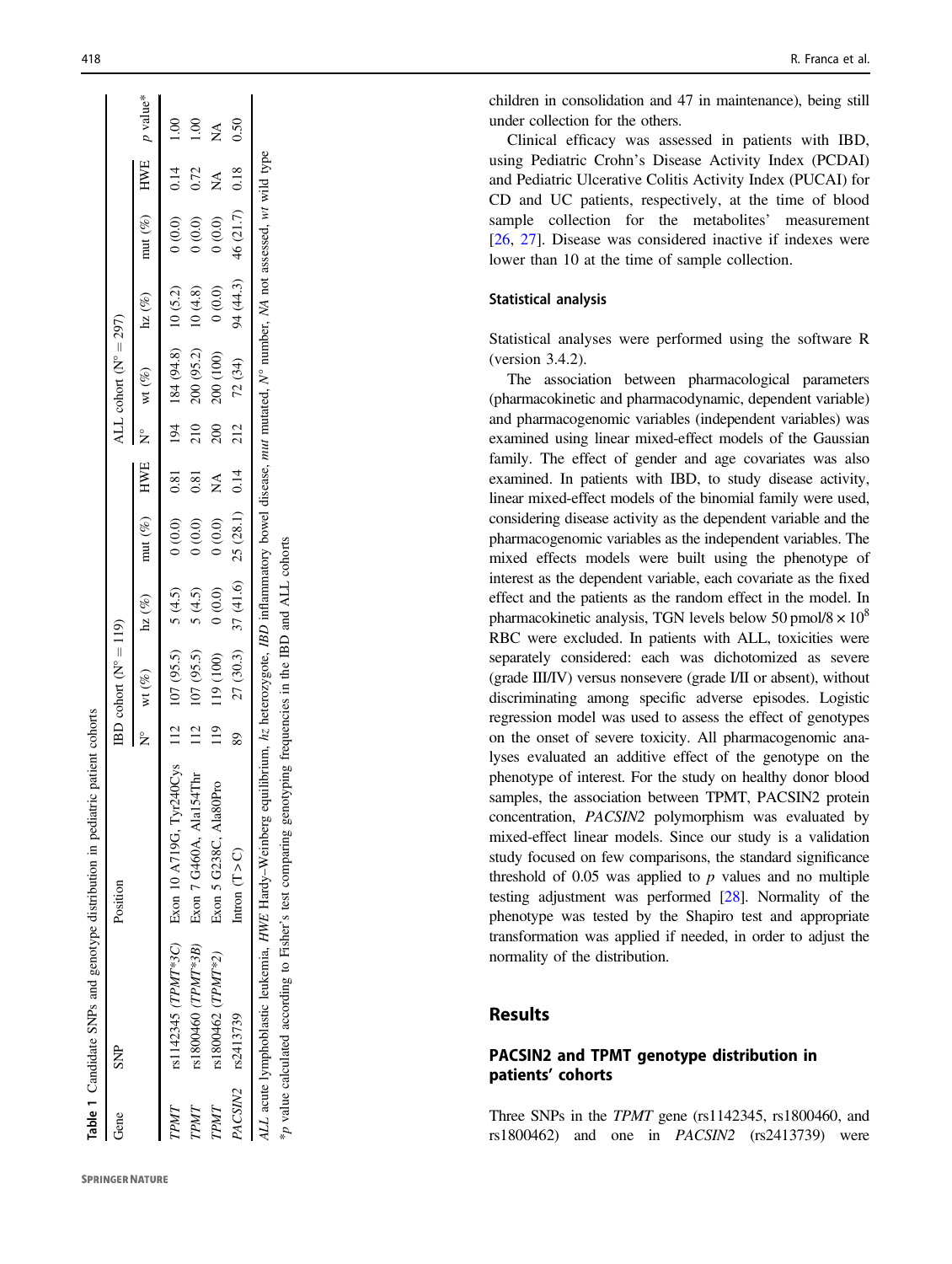**Table 1** Candidate SNPs and genotype distribution in pediatric patient cohorts

| Gene | SNP | Position | IBD cohort (N° = 119) | | | | | ALL cohort (N° = 297) | | | | | |
|---|---|---|---|---|---|---|---|---|---|---|---|---|---|
| | | | N° | wt (%) | hz (%) | mut (%) | HWE | N° | wt (%) | hz (%) | mut (%) | HWE | p value* |
| *TPMT* | rs1142345 (*TPMT\*3C*) | Exon 10 A719G, Tyr240Cys | 112 | 107 (95.5) | 5 (4.5) | 0 (0.0) | 0.81 | 194 | 184 (94.8) | 10 (5.2) | 0 (0.0) | 0.14 | 1.00 |
| *TPMT* | rs1800460 (*TPMT\*3B*) | Exon 7 G460A, Ala154Thr | 112 | 107 (95.5) | 5 (4.5) | 0 (0.0) | 0.81 | 210 | 200 (95.2) | 10 (4.8) | 0 (0.0) | 0.72 | 1.00 |
| *TPMT* | rs1800462 (*TPMT\*2*) | Exon 5 G238C, Ala80Pro | 119 | 119 (100) | 0 (0.0) | 0 (0.0) | NA | 200 | 200 (100) | 0 (0.0) | 0 (0.0) | NA | NA |
| *PACSIN2* | rs2413739 | Intron (T > C) | 89 | 27 (30.3) | 37 (41.6) | 25 (28.1) | 0.14 | 212 | 72 (34) | 94 (44.3) | 46 (21.7) | 0.18 | 0.50 |

*ALL* acute lymphoblastic leukemia, *HWE* Hardy–Weinberg equilibrium, *hz* heterozygote, *IBD* inflammatory bowel disease, *mut* mutated, *N°* number, *NA* not assessed, *wt* wild type

*p value calculated according to Fisher's test comparing genotyping frequencies in the IBD and ALL cohorts

children in consolidation and 47 in maintenance), being still under collection for the others.

Clinical efficacy was assessed in patients with IBD, using Pediatric Crohn's Disease Activity Index (PCDAI) and Pediatric Ulcerative Colitis Activity Index (PUCAI) for CD and UC patients, respectively, at the time of blood sample collection for the metabolites' measurement [26, 27]. Disease was considered inactive if indexes were lower than 10 at the time of sample collection.

### Statistical analysis

Statistical analyses were performed using the software R (version 3.4.2).

The association between pharmacological parameters (pharmacokinetic and pharmacodynamic, dependent variable) and pharmacogenomic variables (independent variables) was examined using linear mixed-effect models of the Gaussian family. The effect of gender and age covariates was also examined. In patients with IBD, to study disease activity, linear mixed-effect models of the binomial family were used, considering disease activity as the dependent variable and the pharmacogenomic variables as the independent variables. The mixed effects models were built using the phenotype of interest as the dependent variable, each covariate as the fixed effect and the patients as the random effect in the model. In pharmacokinetic analysis, TGN levels below 50 pmol/8 × $10^8$ RBC were excluded. In patients with ALL, toxicities were separately considered: each was dichotomized as severe (grade III/IV) versus nonsevere (grade I/II or absent), without discriminating among specific adverse episodes. Logistic regression model was used to assess the effect of genotypes on the onset of severe toxicity. All pharmacogenomic analyses evaluated an additive effect of the genotype on the phenotype of interest. For the study on healthy donor blood samples, the association between TPMT, PACSIN2 protein concentration, *PACSIN2* polymorphism was evaluated by mixed-effect linear models. Since our study is a validation study focused on few comparisons, the standard significance threshold of 0.05 was applied to $p$ values and no multiple testing adjustment was performed [28]. Normality of the phenotype was tested by the Shapiro test and appropriate transformation was applied if needed, in order to adjust the normality of the distribution.

## Results

### PACSIN2 and TPMT genotype distribution in patients' cohorts

Three SNPs in the *TPMT* gene (rs1142345, rs1800460, and rs1800462) and one in *PACSIN2* (rs2413739) were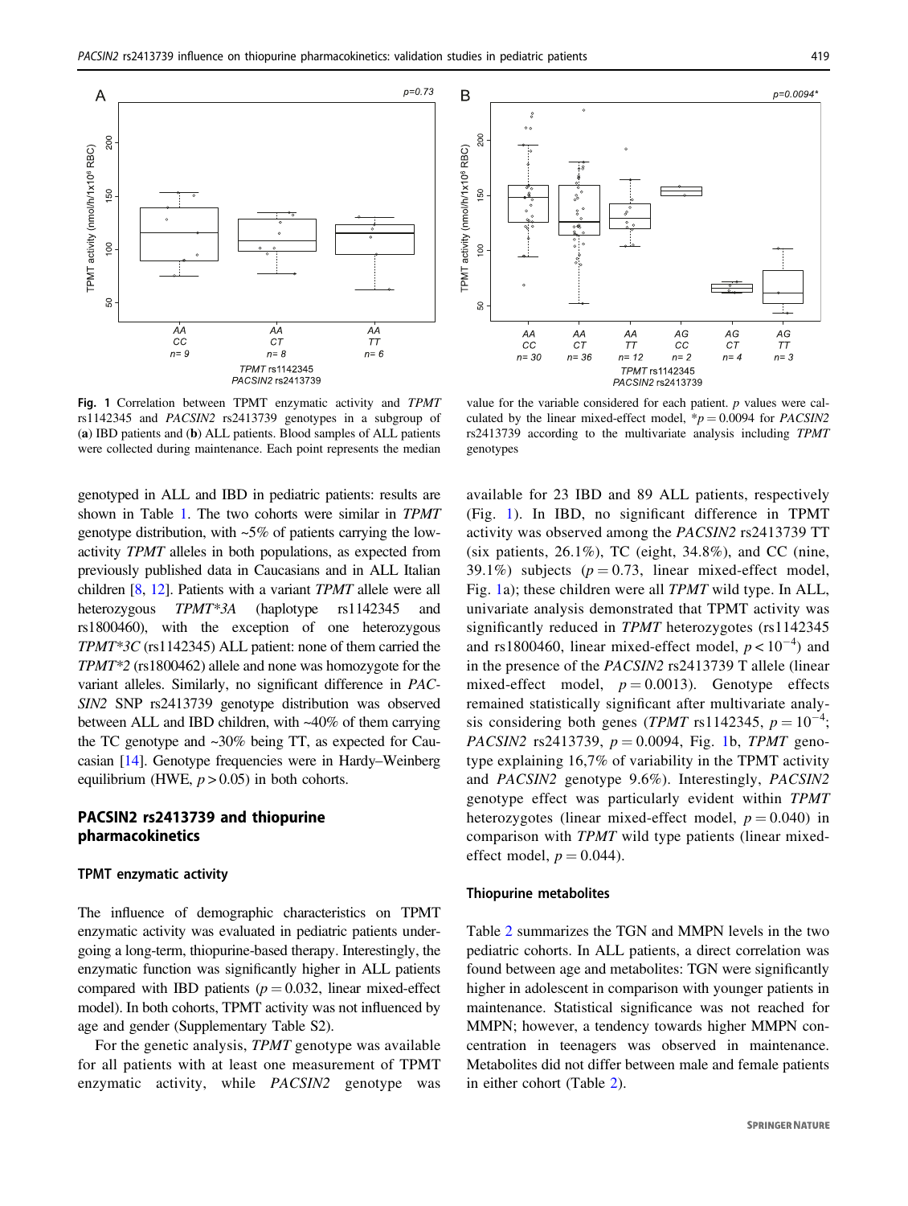Fig. 1 Correlation between TPMT enzymatic activity and *TPMT* rs1142345 and *PACSIN2* rs2413739 genotypes in a subgroup of (**a**) IBD patients and (**b**) ALL patients. Blood samples of ALL patients were collected during maintenance. Each point represents the median value for the variable considered for each patient. *p* values were calculated by the linear mixed-effect model, $*p = 0.0094$ for *PACSIN2* rs2413739 according to the multivariate analysis including *TPMT* genotypes

genotyped in ALL and IBD in pediatric patients: results are shown in Table 1. The two cohorts were similar in *TPMT* genotype distribution, with ~5% of patients carrying the low-activity *TPMT* alleles in both populations, as expected from previously published data in Caucasians and in ALL Italian children [8, 12]. Patients with a variant *TPMT* allele were all heterozygous *TPMT\*3A* (haplotype rs1142345 and rs1800460), with the exception of one heterozygous *TPMT\*3C* (rs1142345) ALL patient: none of them carried the *TPMT\*2* (rs1800462) allele and none was homozygote for the variant alleles. Similarly, no significant difference in *PACSIN2* SNP rs2413739 genotype distribution was observed between ALL and IBD children, with ~40% of them carrying the TC genotype and ~30% being TT, as expected for Caucasian [14]. Genotype frequencies were in Hardy–Weinberg equilibrium (HWE, $p > 0.05$) in both cohorts.

## PACSIN2 rs2413739 and thiopurine pharmacokinetics

### TPMT enzymatic activity

The influence of demographic characteristics on TPMT enzymatic activity was evaluated in pediatric patients undergoing a long-term, thiopurine-based therapy. Interestingly, the enzymatic function was significantly higher in ALL patients compared with IBD patients ($p = 0.032$, linear mixed-effect model). In both cohorts, TPMT activity was not influenced by age and gender (Supplementary Table S2).

For the genetic analysis, *TPMT* genotype was available for all patients with at least one measurement of TPMT enzymatic activity, while *PACSIN2* genotype was available for 23 IBD and 89 ALL patients, respectively (Fig. 1). In IBD, no significant difference in TPMT activity was observed among the *PACSIN2* rs2413739 TT (six patients, 26.1%), TC (eight, 34.8%), and CC (nine, 39.1%) subjects ($p = 0.73$, linear mixed-effect model, Fig. 1a); these children were all *TPMT* wild type. In ALL, univariate analysis demonstrated that TPMT activity was significantly reduced in *TPMT* heterozygotes (rs1142345 and rs1800460, linear mixed-effect model, $p < 10^{-4}$) and in the presence of the *PACSIN2* rs2413739 T allele (linear mixed-effect model, $p = 0.0013$). Genotype effects remained statistically significant after multivariate analysis considering both genes (*TPMT* rs1142345, $p = 10^{-4}$; *PACSIN2* rs2413739, $p = 0.0094$, Fig. 1b, *TPMT* genotype explaining 16,7% of variability in the TPMT activity and *PACSIN2* genotype 9.6%). Interestingly, *PACSIN2* genotype effect was particularly evident within *TPMT* heterozygotes (linear mixed-effect model, $p = 0.040$) in comparison with *TPMT* wild type patients (linear mixed-effect model, $p = 0.044$).

### Thiopurine metabolites

Table 2 summarizes the TGN and MMPN levels in the two pediatric cohorts. In ALL patients, a direct correlation was found between age and metabolites: TGN were significantly higher in adolescent in comparison with younger patients in maintenance. Statistical significance was not reached for MMPN; however, a tendency towards higher MMPN concentration in teenagers was observed in maintenance. Metabolites did not differ between male and female patients in either cohort (Table 2).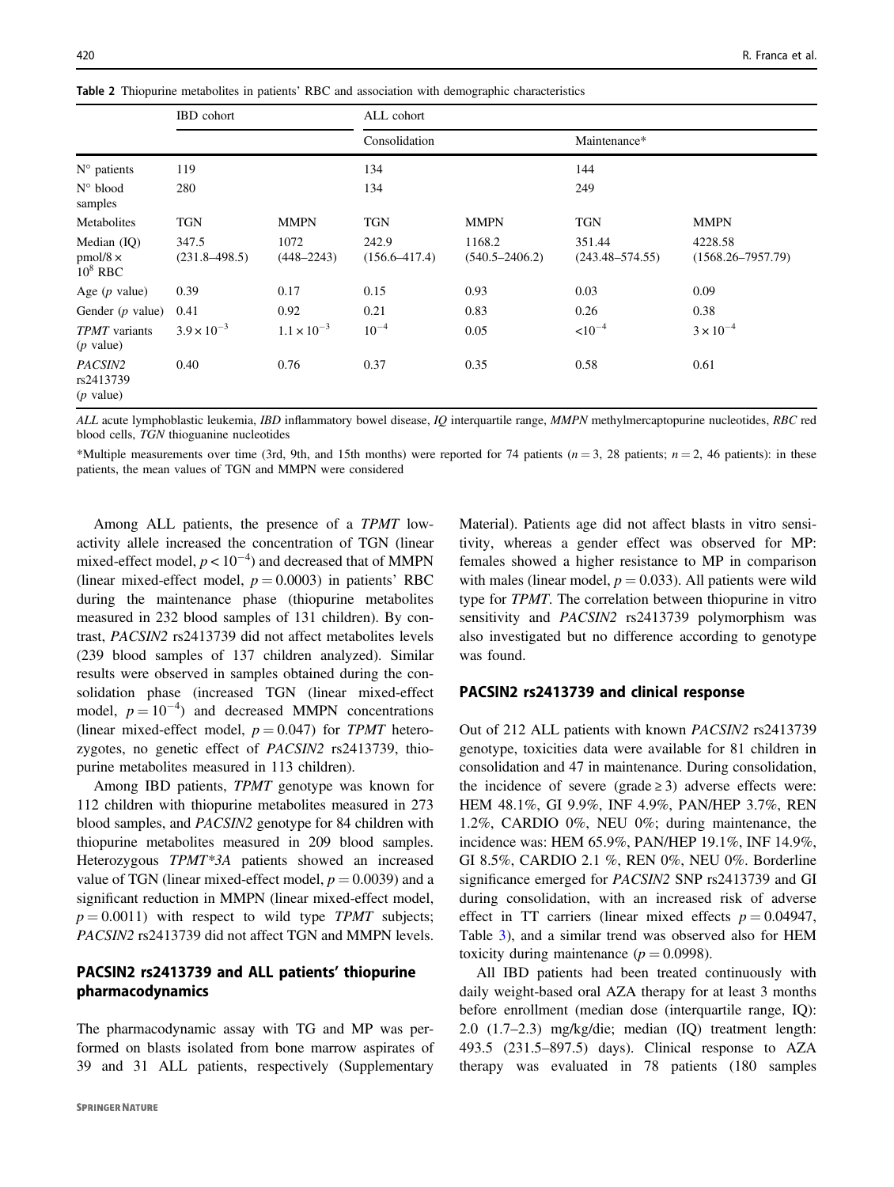**Table 2** Thiopurine metabolites in patients' RBC and association with demographic characteristics

| | IBD cohort | | ALL cohort | | | |
|---|---|---|---|---|---|---|
| | | | Consolidation | | Maintenance* | |
| N° patients | 119 | | 134 | | 144 | |
| N° blood samples | 280 | | 134 | | 249 | |
| Metabolites | TGN | MMPN | TGN | MMPN | TGN | MMPN |
| Median (IQ) pmol/8 × $10^8$ RBC | 347.5 (231.8–498.5) | 1072 (448–2243) | 242.9 (156.6–417.4) | 1168.2 (540.5–2406.2) | 351.44 (243.48–574.55) | 4228.58 (1568.26–7957.79) |
| Age (*p* value) | 0.39 | 0.17 | 0.15 | 0.93 | 0.03 | 0.09 |
| Gender (*p* value) | 0.41 | 0.92 | 0.21 | 0.83 | 0.26 | 0.38 |
| *TPMT* variants (*p* value) | $3.9 \times 10^{-3}$ | $1.1 \times 10^{-3}$ | $10^{-4}$ | 0.05 | $<10^{-4}$ | $3 \times 10^{-4}$ |
| *PACSIN2* rs2413739 (*p* value) | 0.40 | 0.76 | 0.37 | 0.35 | 0.58 | 0.61 |

*ALL* acute lymphoblastic leukemia, *IBD* inflammatory bowel disease, *IQ* interquartile range, *MMPN* methylmercaptopurine nucleotides, *RBC* red blood cells, *TGN* thioguanine nucleotides

*Multiple measurements over time (3rd, 9th, and 15th months) were reported for 74 patients ($n = 3$, 28 patients; $n = 2$, 46 patients): in these patients, the mean values of TGN and MMPN were considered

Among ALL patients, the presence of a *TPMT* low-activity allele increased the concentration of TGN (linear mixed-effect model, $p < 10^{-4}$) and decreased that of MMPN (linear mixed-effect model, $p = 0.0003$) in patients' RBC during the maintenance phase (thiopurine metabolites measured in 232 blood samples of 131 children). By contrast, *PACSIN2* rs2413739 did not affect metabolites levels (239 blood samples of 137 children analyzed). Similar results were observed in samples obtained during the consolidation phase (increased TGN (linear mixed-effect model, $p = 10^{-4}$) and decreased MMPN concentrations (linear mixed-effect model, $p = 0.047$) for *TPMT* heterozygotes, no genetic effect of *PACSIN2* rs2413739, thiopurine metabolites measured in 113 children).

Among IBD patients, *TPMT* genotype was known for 112 children with thiopurine metabolites measured in 273 blood samples, and *PACSIN2* genotype for 84 children with thiopurine metabolites measured in 209 blood samples. Heterozygous *TPMT*3A* patients showed an increased value of TGN (linear mixed-effect model, $p = 0.0039$) and a significant reduction in MMPN (linear mixed-effect model, $p = 0.0011$) with respect to wild type *TPMT* subjects; *PACSIN2* rs2413739 did not affect TGN and MMPN levels.

## PACSIN2 rs2413739 and ALL patients' thiopurine pharmacodynamics

The pharmacodynamic assay with TG and MP was performed on blasts isolated from bone marrow aspirates of 39 and 31 ALL patients, respectively (Supplementary Material). Patients age did not affect blasts in vitro sensitivity, whereas a gender effect was observed for MP: females showed a higher resistance to MP in comparison with males (linear model, $p = 0.033$). All patients were wild type for *TPMT*. The correlation between thiopurine in vitro sensitivity and *PACSIN2* rs2413739 polymorphism was also investigated but no difference according to genotype was found.

## PACSIN2 rs2413739 and clinical response

Out of 212 ALL patients with known *PACSIN2* rs2413739 genotype, toxicities data were available for 81 children in consolidation and 47 in maintenance. During consolidation, the incidence of severe (grade ≥ 3) adverse effects were: HEM 48.1%, GI 9.9%, INF 4.9%, PAN/HEP 3.7%, REN 1.2%, CARDIO 0%, NEU 0%; during maintenance, the incidence was: HEM 65.9%, PAN/HEP 19.1%, INF 14.9%, GI 8.5%, CARDIO 2.1 %, REN 0%, NEU 0%. Borderline significance emerged for *PACSIN2* SNP rs2413739 and GI during consolidation, with an increased risk of adverse effect in TT carriers (linear mixed effects $p = 0.04947$, Table 3), and a similar trend was observed also for HEM toxicity during maintenance ($p = 0.0998$).

All IBD patients had been treated continuously with daily weight-based oral AZA therapy for at least 3 months before enrollment (median dose (interquartile range, IQ): 2.0 (1.7–2.3) mg/kg/die; median (IQ) treatment length: 493.5 (231.5–897.5) days). Clinical response to AZA therapy was evaluated in 78 patients (180 samples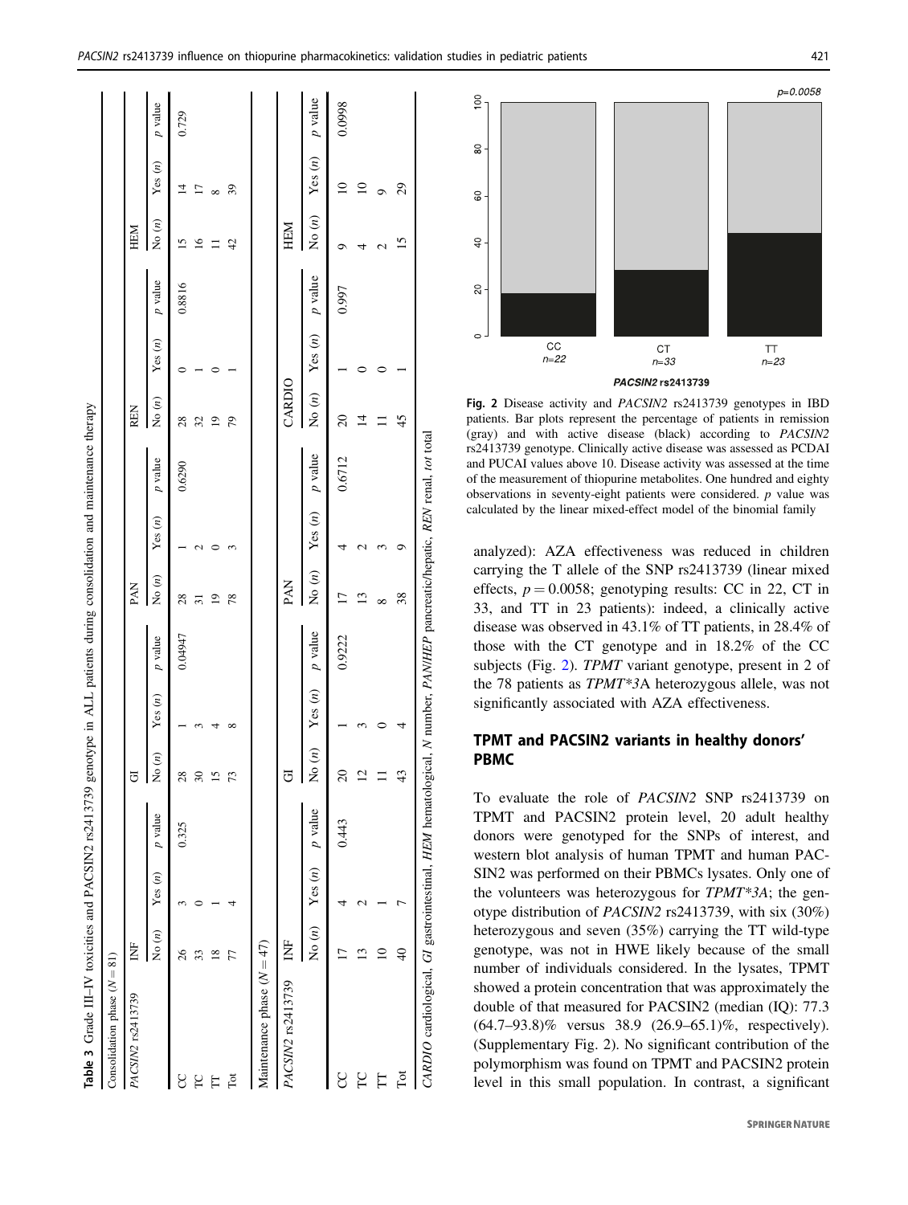**Table 3** Grade III–IV toxicities and PACSIN2 rs2413739 genotype in ALL patients during consolidation and maintenance therapy

| Consolidation phase (N = 81) | | | | | | | | | | | | | | | |
|---|---|---|---|---|---|---|---|---|---|---|---|---|---|---|---|
| *PACSIN2* rs2413739 | INF | | | GI | | | PAN | | | REN | | | HEM | | |
| | No (n) | Yes (n) | p value | No (n) | Yes (n) | p value | No (n) | Yes (n) | p value | No (n) | Yes (n) | p value | No (n) | Yes (n) | p value |
| CC | 26 | 3 | 0.325 | 28 | 1 | 0.04947 | 28 | 1 | 0.6290 | 28 | 0 | 0.8816 | 15 | 14 | 0.729 |
| TC | 33 | 0 | | 30 | 3 | | 31 | 2 | | 32 | 1 | | 16 | 17 | |
| TT | 18 | 1 | | 15 | 4 | | 19 | 0 | | 19 | 0 | | 11 | 8 | |
| Tot | 77 | 4 | | 73 | 8 | | 78 | 3 | | 79 | 1 | | 42 | 39 | |
| **Maintenance phase (N = 47)** | | | | | | | | | | | | | | | |
| *PACSIN2* rs2413739 | INF | | | GI | | | PAN | | | CARDIO | | | HEM | | |
| | No (n) | Yes (n) | p value | No (n) | Yes (n) | p value | No (n) | Yes (n) | p value | No (n) | Yes (n) | p value | No (n) | Yes (n) | p value |
| CC | 17 | 4 | 0.443 | 20 | 1 | 0.9222 | 17 | 4 | 0.6712 | 20 | 1 | 0.997 | 9 | 10 | 0.0998 |
| TC | 13 | 2 | | 12 | 3 | | 13 | 2 | | 14 | 0 | | 4 | 10 | |
| TT | 10 | 1 | | 11 | 0 | | 8 | 3 | | 11 | 0 | | 2 | 9 | |
| Tot | 40 | 7 | | 43 | 4 | | 38 | 9 | | 45 | 1 | | 15 | 29 | |

*CARDIO* cardiological, *GI* gastrointestinal, *HEM* hematological, *N* number, *PAN/HEP* pancreatic/hepatic, *REN* renal, *tot* total

**Fig. 2** Disease activity and *PACSIN2* rs2413739 genotypes in IBD patients. Bar plots represent the percentage of patients in remission (gray) and with active disease (black) according to *PACSIN2* rs2413739 genotype. Clinically active disease was assessed as PCDAI and PUCAI values above 10. Disease activity was assessed at the time of the measurement of thiopurine metabolites. One hundred and eighty observations in seventy-eight patients were considered. *p* value was calculated by the linear mixed-effect model of the binomial family

analyzed): AZA effectiveness was reduced in children carrying the T allele of the SNP rs2413739 (linear mixed effects, $p = 0.0058$; genotyping results: CC in 22, CT in 33, and TT in 23 patients): indeed, a clinically active disease was observed in 43.1% of TT patients, in 28.4% of those with the CT genotype and in 18.2% of the CC subjects (Fig. 2). *TPMT* variant genotype, present in 2 of the 78 patients as *TPMT\*3A* heterozygous allele, was not significantly associated with AZA effectiveness.

## TPMT and PACSIN2 variants in healthy donors' PBMC

To evaluate the role of *PACSIN2* SNP rs2413739 on TPMT and PACSIN2 protein level, 20 adult healthy donors were genotyped for the SNPs of interest, and western blot analysis of human TPMT and human PACSIN2 was performed on their PBMCs lysates. Only one of the volunteers was heterozygous for *TPMT\*3A*; the genotype distribution of *PACSIN2* rs2413739, with six (30%) heterozygous and seven (35%) carrying the TT wild-type genotype, was not in HWE likely because of the small number of individuals considered. In the lysates, TPMT showed a protein concentration that was approximately the double of that measured for PACSIN2 (median (IQ): 77.3 (64.7–93.8)% versus 38.9 (26.9–65.1)%, respectively). (Supplementary Fig. 2). No significant contribution of the polymorphism was found on TPMT and PACSIN2 protein level in this small population. In contrast, a significant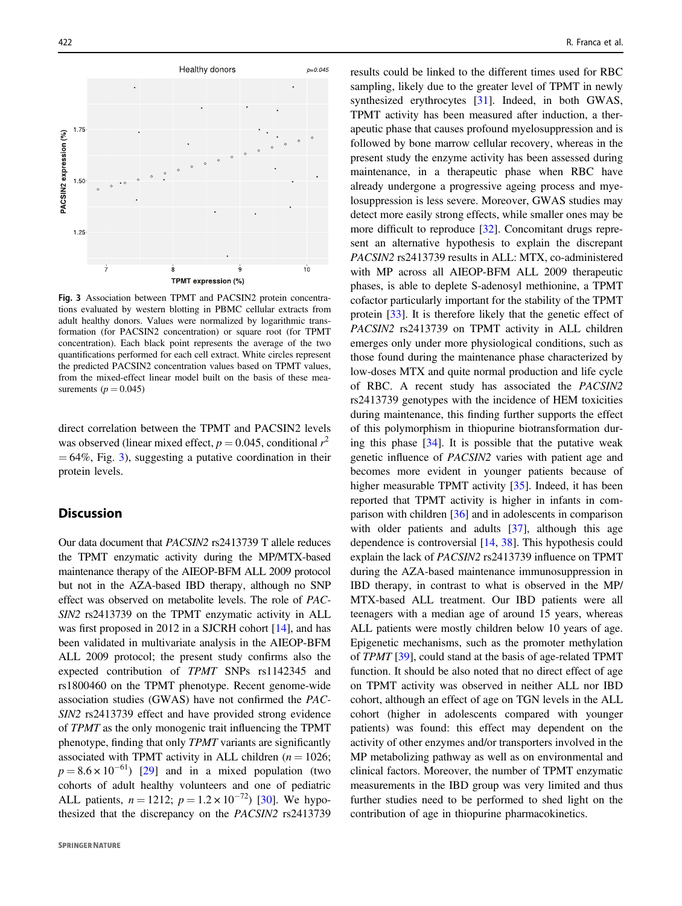Fig. 3 Association between TPMT and PACSIN2 protein concentrations evaluated by western blotting in PBMC cellular extracts from adult healthy donors. Values were normalized by logarithmic transformation (for PACSIN2 concentration) or square root (for TPMT concentration). Each black point represents the average of the two quantifications performed for each cell extract. White circles represent the predicted PACSIN2 concentration values based on TPMT values, from the mixed-effect linear model built on the basis of these measurements ($p = 0.045$)

direct correlation between the TPMT and PACSIN2 levels was observed (linear mixed effect, $p = 0.045$, conditional $r^2 = 64\%$, Fig. 3), suggesting a putative coordination in their protein levels.

## Discussion

Our data document that *PACSIN2* rs2413739 T allele reduces the TPMT enzymatic activity during the MP/MTX-based maintenance therapy of the AIEOP-BFM ALL 2009 protocol but not in the AZA-based IBD therapy, although no SNP effect was observed on metabolite levels. The role of *PACSIN2* rs2413739 on the TPMT enzymatic activity in ALL was first proposed in 2012 in a SJCRH cohort [14], and has been validated in multivariate analysis in the AIEOP-BFM ALL 2009 protocol; the present study confirms also the expected contribution of *TPMT* SNPs rs1142345 and rs1800460 on the TPMT phenotype. Recent genome-wide association studies (GWAS) have not confirmed the *PACSIN2* rs2413739 effect and have provided strong evidence of *TPMT* as the only monogenic trait influencing the TPMT phenotype, finding that only *TPMT* variants are significantly associated with TPMT activity in ALL children ($n = 1026$; $p = 8.6 \times 10^{-61}$) [29] and in a mixed population (two cohorts of adult healthy volunteers and one of pediatric ALL patients, $n = 1212$; $p = 1.2 \times 10^{-72}$) [30]. We hypothesized that the discrepancy on the *PACSIN2* rs2413739 results could be linked to the different times used for RBC sampling, likely due to the greater level of TPMT in newly synthesized erythrocytes [31]. Indeed, in both GWAS, TPMT activity has been measured after induction, a therapeutic phase that causes profound myelosuppression and is followed by bone marrow cellular recovery, whereas in the present study the enzyme activity has been assessed during maintenance, in a therapeutic phase when RBC have already undergone a progressive ageing process and myelosuppression is less severe. Moreover, GWAS studies may detect more easily strong effects, while smaller ones may be more difficult to reproduce [32]. Concomitant drugs represent an alternative hypothesis to explain the discrepant *PACSIN2* rs2413739 results in ALL: MTX, co-administered with MP across all AIEOP-BFM ALL 2009 therapeutic phases, is able to deplete S-adenosyl methionine, a TPMT cofactor particularly important for the stability of the TPMT protein [33]. It is therefore likely that the genetic effect of *PACSIN2* rs2413739 on TPMT activity in ALL children emerges only under more physiological conditions, such as those found during the maintenance phase characterized by low-doses MTX and quite normal production and life cycle of RBC. A recent study has associated the *PACSIN2* rs2413739 genotypes with the incidence of HEM toxicities during maintenance, this finding further supports the effect of this polymorphism in thiopurine biotransformation during this phase [34]. It is possible that the putative weak genetic influence of *PACSIN2* varies with patient age and becomes more evident in younger patients because of higher measurable TPMT activity [35]. Indeed, it has been reported that TPMT activity is higher in infants in comparison with children [36] and in adolescents in comparison with older patients and adults [37], although this age dependence is controversial [14, 38]. This hypothesis could explain the lack of *PACSIN2* rs2413739 influence on TPMT during the AZA-based maintenance immunosuppression in IBD therapy, in contrast to what is observed in the MP/MTX-based ALL treatment. Our IBD patients were all teenagers with a median age of around 15 years, whereas ALL patients were mostly children below 10 years of age. Epigenetic mechanisms, such as the promoter methylation of *TPMT* [39], could stand at the basis of age-related TPMT function. It should be also noted that no direct effect of age on TPMT activity was observed in neither ALL nor IBD cohort, although an effect of age on TGN levels in the ALL cohort (higher in adolescents compared with younger patients) was found: this effect may dependent on the activity of other enzymes and/or transporters involved in the MP metabolizing pathway as well as on environmental and clinical factors. Moreover, the number of TPMT enzymatic measurements in the IBD group was very limited and thus further studies need to be performed to shed light on the contribution of age in thiopurine pharmacokinetics.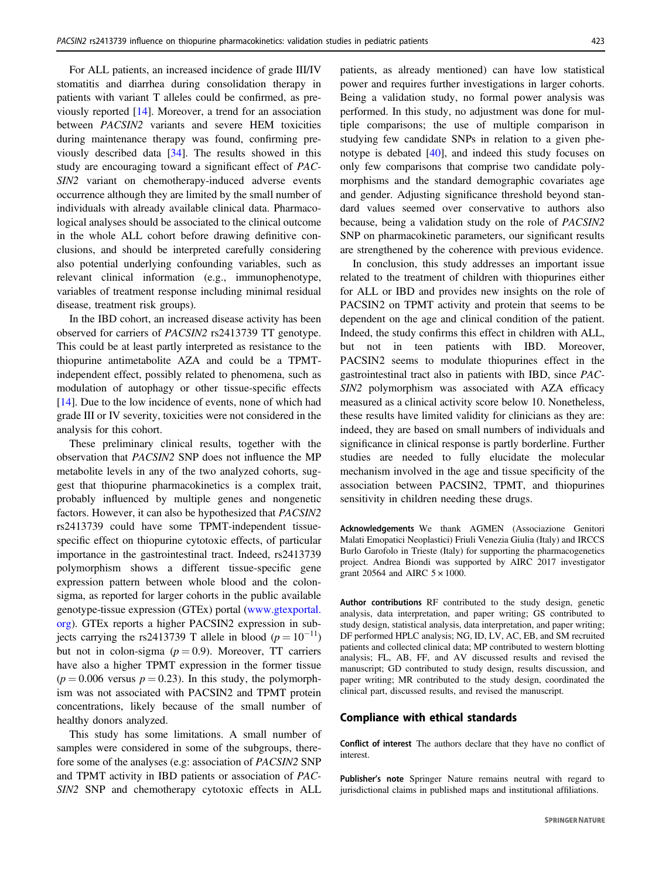For ALL patients, an increased incidence of grade III/IV stomatitis and diarrhea during consolidation therapy in patients with variant T alleles could be confirmed, as previously reported [14]. Moreover, a trend for an association between *PACSIN2* variants and severe HEM toxicities during maintenance therapy was found, confirming previously described data [34]. The results showed in this study are encouraging toward a significant effect of *PACSIN2* variant on chemotherapy-induced adverse events occurrence although they are limited by the small number of individuals with already available clinical data. Pharmacological analyses should be associated to the clinical outcome in the whole ALL cohort before drawing definitive conclusions, and should be interpreted carefully considering also potential underlying confounding variables, such as relevant clinical information (e.g., immunophenotype, variables of treatment response including minimal residual disease, treatment risk groups).

In the IBD cohort, an increased disease activity has been observed for carriers of *PACSIN2* rs2413739 TT genotype. This could be at least partly interpreted as resistance to the thiopurine antimetabolite AZA and could be a TPMT-independent effect, possibly related to phenomena, such as modulation of autophagy or other tissue-specific effects [14]. Due to the low incidence of events, none of which had grade III or IV severity, toxicities were not considered in the analysis for this cohort.

These preliminary clinical results, together with the observation that *PACSIN2* SNP does not influence the MP metabolite levels in any of the two analyzed cohorts, suggest that thiopurine pharmacokinetics is a complex trait, probably influenced by multiple genes and nongenetic factors. However, it can also be hypothesized that *PACSIN2* rs2413739 could have some TPMT-independent tissue-specific effect on thiopurine cytotoxic effects, of particular importance in the gastrointestinal tract. Indeed, rs2413739 polymorphism shows a different tissue-specific gene expression pattern between whole blood and the colon-sigma, as reported for larger cohorts in the public available genotype-tissue expression (GTEx) portal (www.gtexportal.org). GTEx reports a higher PACSIN2 expression in subjects carrying the rs2413739 T allele in blood ($p = 10^{-11}$) but not in colon-sigma ($p = 0.9$). Moreover, TT carriers have also a higher TPMT expression in the former tissue ($p = 0.006$ versus $p = 0.23$). In this study, the polymorphism was not associated with PACSIN2 and TPMT protein concentrations, likely because of the small number of healthy donors analyzed.

This study has some limitations. A small number of samples were considered in some of the subgroups, therefore some of the analyses (e.g: association of *PACSIN2* SNP and TPMT activity in IBD patients or association of *PACSIN2* SNP and chemotherapy cytotoxic effects in ALL patients, as already mentioned) can have low statistical power and requires further investigations in larger cohorts. Being a validation study, no formal power analysis was performed. In this study, no adjustment was done for multiple comparisons; the use of multiple comparison in studying few candidate SNPs in relation to a given phenotype is debated [40], and indeed this study focuses on only few comparisons that comprise two candidate polymorphisms and the standard demographic covariates age and gender. Adjusting significance threshold beyond standard values seemed over conservative to authors also because, being a validation study on the role of *PACSIN2* SNP on pharmacokinetic parameters, our significant results are strengthened by the coherence with previous evidence.

In conclusion, this study addresses an important issue related to the treatment of children with thiopurines either for ALL or IBD and provides new insights on the role of PACSIN2 on TPMT activity and protein that seems to be dependent on the age and clinical condition of the patient. Indeed, the study confirms this effect in children with ALL, but not in teen patients with IBD. Moreover, PACSIN2 seems to modulate thiopurines effect in the gastrointestinal tract also in patients with IBD, since *PACSIN2* polymorphism was associated with AZA efficacy measured as a clinical activity score below 10. Nonetheless, these results have limited validity for clinicians as they are: indeed, they are based on small numbers of individuals and significance in clinical response is partly borderline. Further studies are needed to fully elucidate the molecular mechanism involved in the age and tissue specificity of the association between PACSIN2, TPMT, and thiopurines sensitivity in children needing these drugs.

**Acknowledgements** We thank AGMEN (Associazione Genitori Malati Emopatici Neoplastici) Friuli Venezia Giulia (Italy) and IRCCS Burlo Garofolo in Trieste (Italy) for supporting the pharmacogenetics project. Andrea Biondi was supported by AIRC 2017 investigator grant 20564 and AIRC 5 × 1000.

**Author contributions** RF contributed to the study design, genetic analysis, data interpretation, and paper writing; GS contributed to study design, statistical analysis, data interpretation, and paper writing; DF performed HPLC analysis; NG, ID, LV, AC, EB, and SM recruited patients and collected clinical data; MP contributed to western blotting analysis; FL, AB, FF, and AV discussed results and revised the manuscript; GD contributed to study design, results discussion, and paper writing; MR contributed to the study design, coordinated the clinical part, discussed results, and revised the manuscript.

## Compliance with ethical standards

**Conflict of interest** The authors declare that they have no conflict of interest.

**Publisher's note** Springer Nature remains neutral with regard to jurisdictional claims in published maps and institutional affiliations.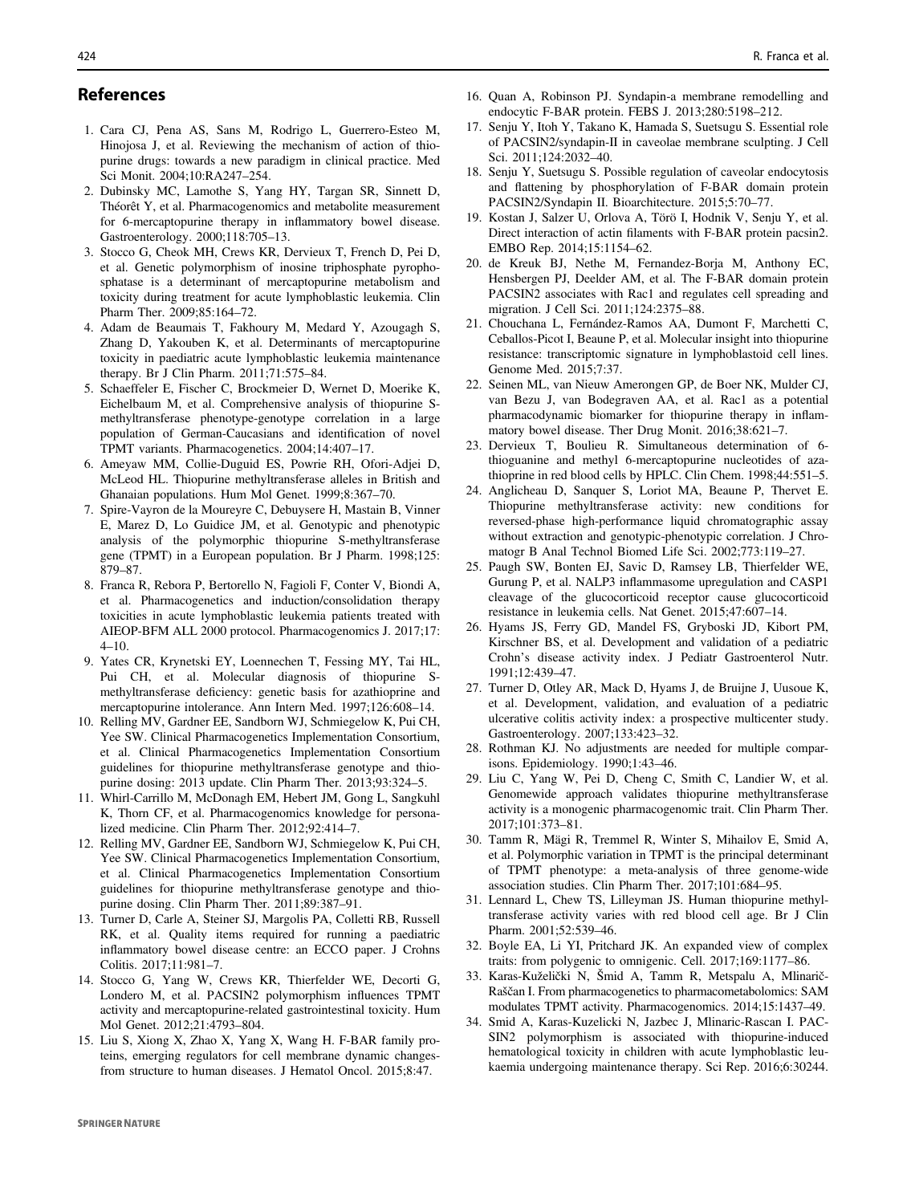## References

1. Cara CJ, Pena AS, Sans M, Rodrigo L, Guerrero-Esteo M, Hinojosa J, et al. Reviewing the mechanism of action of thiopurine drugs: towards a new paradigm in clinical practice. Med Sci Monit. 2004;10:RA247–254.
2. Dubinsky MC, Lamothe S, Yang HY, Targan SR, Sinnett D, Théorêt Y, et al. Pharmacogenomics and metabolite measurement for 6-mercaptopurine therapy in inflammatory bowel disease. Gastroenterology. 2000;118:705–13.
3. Stocco G, Cheok MH, Crews KR, Dervieux T, French D, Pei D, et al. Genetic polymorphism of inosine triphosphate pyrophosphatase is a determinant of mercaptopurine metabolism and toxicity during treatment for acute lymphoblastic leukemia. Clin Pharm Ther. 2009;85:164–72.
4. Adam de Beaumais T, Fakhoury M, Medard Y, Azougagh S, Zhang D, Yakouben K, et al. Determinants of mercaptopurine toxicity in paediatric acute lymphoblastic leukemia maintenance therapy. Br J Clin Pharm. 2011;71:575–84.
5. Schaeffeler E, Fischer C, Brockmeier D, Wernet D, Moerike K, Eichelbaum M, et al. Comprehensive analysis of thiopurine S-methyltransferase phenotype-genotype correlation in a large population of German-Caucasians and identification of novel TPMT variants. Pharmacogenetics. 2004;14:407–17.
6. Ameyaw MM, Collie-Duguid ES, Powrie RH, Ofori-Adjei D, McLeod HL. Thiopurine methyltransferase alleles in British and Ghanaian populations. Hum Mol Genet. 1999;8:367–70.
7. Spire-Vayron de la Moureyre C, Debuysere H, Mastain B, Vinner E, Marez D, Lo Guidice JM, et al. Genotypic and phenotypic analysis of the polymorphic thiopurine S-methyltransferase gene (TPMT) in a European population. Br J Pharm. 1998;125: 879–87.
8. Franca R, Rebora P, Bertorello N, Fagioli F, Conter V, Biondi A, et al. Pharmacogenetics and induction/consolidation therapy toxicities in acute lymphoblastic leukemia patients treated with AIEOP-BFM ALL 2000 protocol. Pharmacogenomics J. 2017;17: 4–10.
9. Yates CR, Krynetski EY, Loennechen T, Fessing MY, Tai HL, Pui CH, et al. Molecular diagnosis of thiopurine S-methyltransferase deficiency: genetic basis for azathioprine and mercaptopurine intolerance. Ann Intern Med. 1997;126:608–14.
10. Relling MV, Gardner EE, Sandborn WJ, Schmiegelow K, Pui CH, Yee SW. Clinical Pharmacogenetics Implementation Consortium, et al. Clinical Pharmacogenetics Implementation Consortium guidelines for thiopurine methyltransferase genotype and thiopurine dosing: 2013 update. Clin Pharm Ther. 2013;93:324–5.
11. Whirl-Carrillo M, McDonagh EM, Hebert JM, Gong L, Sangkuhl K, Thorn CF, et al. Pharmacogenomics knowledge for personalized medicine. Clin Pharm Ther. 2012;92:414–7.
12. Relling MV, Gardner EE, Sandborn WJ, Schmiegelow K, Pui CH, Yee SW. Clinical Pharmacogenetics Implementation Consortium, et al. Clinical Pharmacogenetics Implementation Consortium guidelines for thiopurine methyltransferase genotype and thiopurine dosing. Clin Pharm Ther. 2011;89:387–91.
13. Turner D, Carle A, Steiner SJ, Margolis PA, Colletti RB, Russell RK, et al. Quality items required for running a paediatric inflammatory bowel disease centre: an ECCO paper. J Crohns Colitis. 2017;11:981–7.
14. Stocco G, Yang W, Crews KR, Thierfelder WE, Decorti G, Londero M, et al. PACSIN2 polymorphism influences TPMT activity and mercaptopurine-related gastrointestinal toxicity. Hum Mol Genet. 2012;21:4793–804.
15. Liu S, Xiong X, Zhao X, Yang X, Wang H. F-BAR family proteins, emerging regulators for cell membrane dynamic changes-from structure to human diseases. J Hematol Oncol. 2015;8:47.
16. Quan A, Robinson PJ. Syndapin-a membrane remodelling and endocytic F-BAR protein. FEBS J. 2013;280:5198–212.
17. Senju Y, Itoh Y, Takano K, Hamada S, Suetsugu S. Essential role of PACSIN2/syndapin-II in caveolae membrane sculpting. J Cell Sci. 2011;124:2032–40.
18. Senju Y, Suetsugu S. Possible regulation of caveolar endocytosis and flattening by phosphorylation of F-BAR domain protein PACSIN2/Syndapin II. Bioarchitecture. 2015;5:70–77.
19. Kostan J, Salzer U, Orlova A, Törö I, Hodnik V, Senju Y, et al. Direct interaction of actin filaments with F-BAR protein pacsin2. EMBO Rep. 2014;15:1154–62.
20. de Kreuk BJ, Nethe M, Fernandez-Borja M, Anthony EC, Hensbergen PJ, Deelder AM, et al. The F-BAR domain protein PACSIN2 associates with Rac1 and regulates cell spreading and migration. J Cell Sci. 2011;124:2375–88.
21. Chouchana L, Fernández-Ramos AA, Dumont F, Marchetti C, Ceballos-Picot I, Beaune P, et al. Molecular insight into thiopurine resistance: transcriptomic signature in lymphoblastoid cell lines. Genome Med. 2015;7:37.
22. Seinen ML, van Nieuw Amerongen GP, de Boer NK, Mulder CJ, van Bezu J, van Bodegraven AA, et al. Rac1 as a potential pharmacodynamic biomarker for thiopurine therapy in inflammatory bowel disease. Ther Drug Monit. 2016;38:621–7.
23. Dervieux T, Boulieu R. Simultaneous determination of 6-thioguanine and methyl 6-mercaptopurine nucleotides of azathioprine in red blood cells by HPLC. Clin Chem. 1998;44:551–5.
24. Anglicheau D, Sanquer S, Loriot MA, Beaune P, Thervet E. Thiopurine methyltransferase activity: new conditions for reversed-phase high-performance liquid chromatographic assay without extraction and genotypic-phenotypic correlation. J Chromatogr B Anal Technol Biomed Life Sci. 2002;773:119–27.
25. Paugh SW, Bonten EJ, Savic D, Ramsey LB, Thierfelder WE, Gurung P, et al. NALP3 inflammasome upregulation and CASP1 cleavage of the glucocorticoid receptor cause glucocorticoid resistance in leukemia cells. Nat Genet. 2015;47:607–14.
26. Hyams JS, Ferry GD, Mandel FS, Gryboski JD, Kibort PM, Kirschner BS, et al. Development and validation of a pediatric Crohn's disease activity index. J Pediatr Gastroenterol Nutr. 1991;12:439–47.
27. Turner D, Otley AR, Mack D, Hyams J, de Bruijne J, Uusoue K, et al. Development, validation, and evaluation of a pediatric ulcerative colitis activity index: a prospective multicenter study. Gastroenterology. 2007;133:423–32.
28. Rothman KJ. No adjustments are needed for multiple comparisons. Epidemiology. 1990;1:43–46.
29. Liu C, Yang W, Pei D, Cheng C, Smith C, Landier W, et al. Genomewide approach validates thiopurine methyltransferase activity is a monogenic pharmacogenomic trait. Clin Pharm Ther. 2017;101:373–81.
30. Tamm R, Mägi R, Tremmel R, Winter S, Mihailov E, Smid A, et al. Polymorphic variation in TPMT is the principal determinant of TPMT phenotype: a meta-analysis of three genome-wide association studies. Clin Pharm Ther. 2017;101:684–95.
31. Lennard L, Chew TS, Lilleyman JS. Human thiopurine methyltransferase activity varies with red blood cell age. Br J Clin Pharm. 2001;52:539–46.
32. Boyle EA, Li YI, Pritchard JK. An expanded view of complex traits: from polygenic to omnigenic. Cell. 2017;169:1177–86.
33. Karas-Kuželički N, Šmid A, Tamm R, Metspalu A, Mlinarič-Raščan I. From pharmacogenetics to pharmacometabolomics: SAM modulates TPMT activity. Pharmacogenomics. 2014;15:1437–49.
34. Smid A, Karas-Kuzelicki N, Jazbec J, Mlinaric-Rascan I. PACSIN2 polymorphism is associated with thiopurine-induced hematological toxicity in children with acute lymphoblastic leukaemia undergoing maintenance therapy. Sci Rep. 2016;6:30244.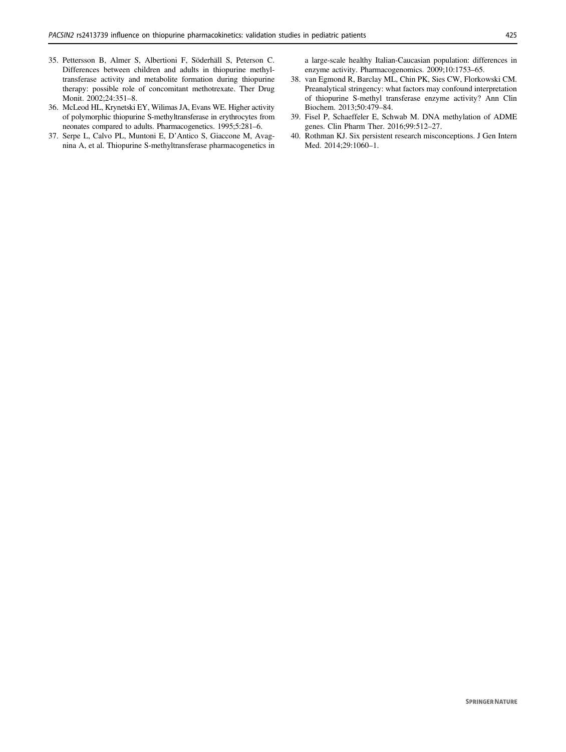35. Pettersson B, Almer S, Albertioni F, Söderhäll S, Peterson C. Differences between children and adults in thiopurine methyltransferase activity and metabolite formation during thiopurine therapy: possible role of concomitant methotrexate. Ther Drug Monit. 2002;24:351–8.
36. McLeod HL, Krynetski EY, Wilimas JA, Evans WE. Higher activity of polymorphic thiopurine S-methyltransferase in erythrocytes from neonates compared to adults. Pharmacogenetics. 1995;5:281–6.
37. Serpe L, Calvo PL, Muntoni E, D'Antico S, Giaccone M, Avagnina A, et al. Thiopurine S-methyltransferase pharmacogenetics in a large-scale healthy Italian-Caucasian population: differences in enzyme activity. Pharmacogenomics. 2009;10:1753–65.
38. van Egmond R, Barclay ML, Chin PK, Sies CW, Florkowski CM. Preanalytical stringency: what factors may confound interpretation of thiopurine S-methyl transferase enzyme activity? Ann Clin Biochem. 2013;50:479–84.
39. Fisel P, Schaeffeler E, Schwab M. DNA methylation of ADME genes. Clin Pharm Ther. 2016;99:512–27.
40. Rothman KJ. Six persistent research misconceptions. J Gen Intern Med. 2014;29:1060–1.